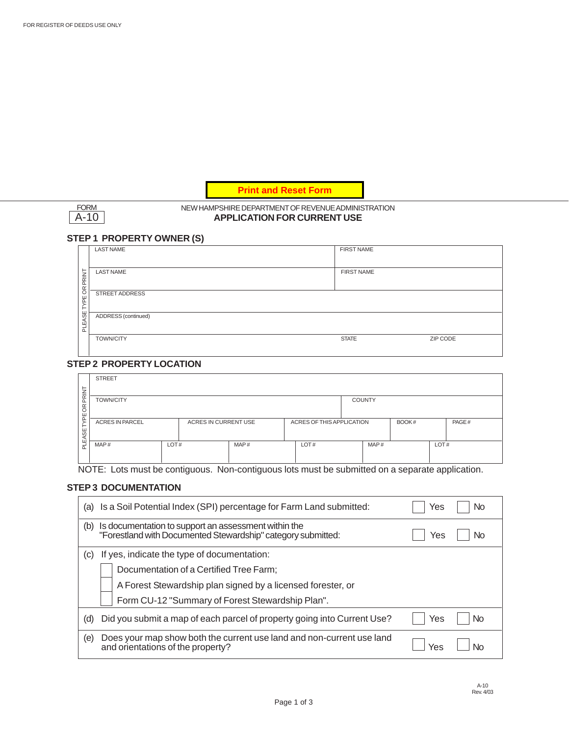FOR REGISTER OF DEEDS USE ONLY

Print and Reset Form

FORM A-10

NEW HAMPSHIRE DEPARTMENT OF REVENUE ADMINISTRATION

# APPLICATION FOR CURRENT USE

## STEP 1 PROPERTY OWNER (S)

PLEASE TYPE OR PRINT

| | | |
|---|---|---|
| LAST NAME | FIRST NAME | |
| LAST NAME | FIRST NAME | |
| STREET ADDRESS | | |
| ADDRESS (continued) | | |
| TOWN/CITY | STATE | ZIP CODE |

## STEP 2 PROPERTY LOCATION

PLEASE TYPE OR PRINT

| | | | | | |
|---|---|---|---|---|---|
| STREET | | | | | |
| TOWN/CITY | | | COUNTY | | |
| ACRES IN PARCEL | ACRES IN CURRENT USE | ACRES OF THIS APPLICATION | | BOOK # | PAGE # |
| MAP # | LOT # | MAP # | LOT # | MAP # | LOT # |

NOTE: Lots must be contiguous. Non-contiguous lots must be submitted on a separate application.

## STEP 3 DOCUMENTATION

(a) Is a Soil Potential Index (SPI) percentage for Farm Land submitted: ☐ Yes ☐ No

(b) Is documentation to support an assessment within the "Forestland with Documented Stewardship" category submitted: ☐ Yes ☐ No

(c) If yes, indicate the type of documentation:

- ☐ Documentation of a Certified Tree Farm;
- ☐ A Forest Stewardship plan signed by a licensed forester, or
- ☐ Form CU-12 "Summary of Forest Stewardship Plan".

(d) Did you submit a map of each parcel of property going into Current Use? ☐ Yes ☐ No

(e) Does your map show both the current use land and non-current use land and orientations of the property? ☐ Yes ☐ No

A-10
Rev. 4/03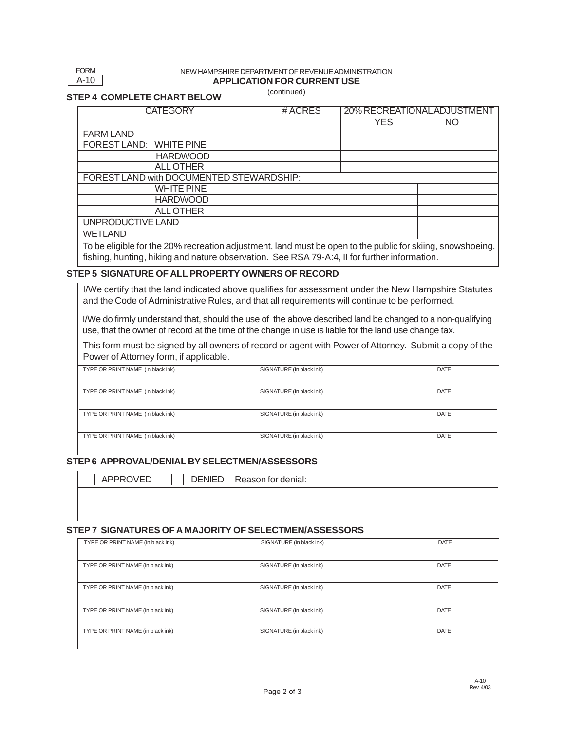FORM A-10

NEW HAMPSHIRE DEPARTMENT OF REVENUE ADMINISTRATION

**APPLICATION FOR CURRENT USE**

(continued)

**STEP 4 COMPLETE CHART BELOW**

| CATEGORY | # ACRES | 20% RECREATIONAL ADJUSTMENT | |
|---|---|---|---|
| | | YES | NO |
| FARM LAND | | | |
| FOREST LAND: WHITE PINE | | | |
| HARDWOOD | | | |
| ALL OTHER | | | |
| FOREST LAND with DOCUMENTED STEWARDSHIP: | | | |
| WHITE PINE | | | |
| HARDWOOD | | | |
| ALL OTHER | | | |
| UNPRODUCTIVE LAND | | | |
| WETLAND | | | |

To be eligible for the 20% recreation adjustment, land must be open to the public for skiing, snowshoeing, fishing, hunting, hiking and nature observation. See RSA 79-A:4, II for further information.

**STEP 5 SIGNATURE OF ALL PROPERTY OWNERS OF RECORD**

I/We certify that the land indicated above qualifies for assessment under the New Hampshire Statutes and the Code of Administrative Rules, and that all requirements will continue to be performed.

I/We do firmly understand that, should the use of the above described land be changed to a non-qualifying use, that the owner of record at the time of the change in use is liable for the land use change tax.

This form must be signed by all owners of record or agent with Power of Attorney. Submit a copy of the Power of Attorney form, if applicable.

| TYPE OR PRINT NAME (in black ink) | SIGNATURE (in black ink) | DATE |
|---|---|---|
| TYPE OR PRINT NAME (in black ink) | SIGNATURE (in black ink) | DATE |
| TYPE OR PRINT NAME (in black ink) | SIGNATURE (in black ink) | DATE |
| TYPE OR PRINT NAME (in black ink) | SIGNATURE (in black ink) | DATE |

**STEP 6 APPROVAL/DENIAL BY SELECTMEN/ASSESSORS**

☐ APPROVED ☐ DENIED Reason for denial:

**STEP 7 SIGNATURES OF A MAJORITY OF SELECTMEN/ASSESSORS**

| TYPE OR PRINT NAME (in black ink) | SIGNATURE (in black ink) | DATE |
|---|---|---|
| TYPE OR PRINT NAME (in black ink) | SIGNATURE (in black ink) | DATE |
| TYPE OR PRINT NAME (in black ink) | SIGNATURE (in black ink) | DATE |
| TYPE OR PRINT NAME (in black ink) | SIGNATURE (in black ink) | DATE |
| TYPE OR PRINT NAME (in black ink) | SIGNATURE (in black ink) | DATE |

A-10
Rev. 4/03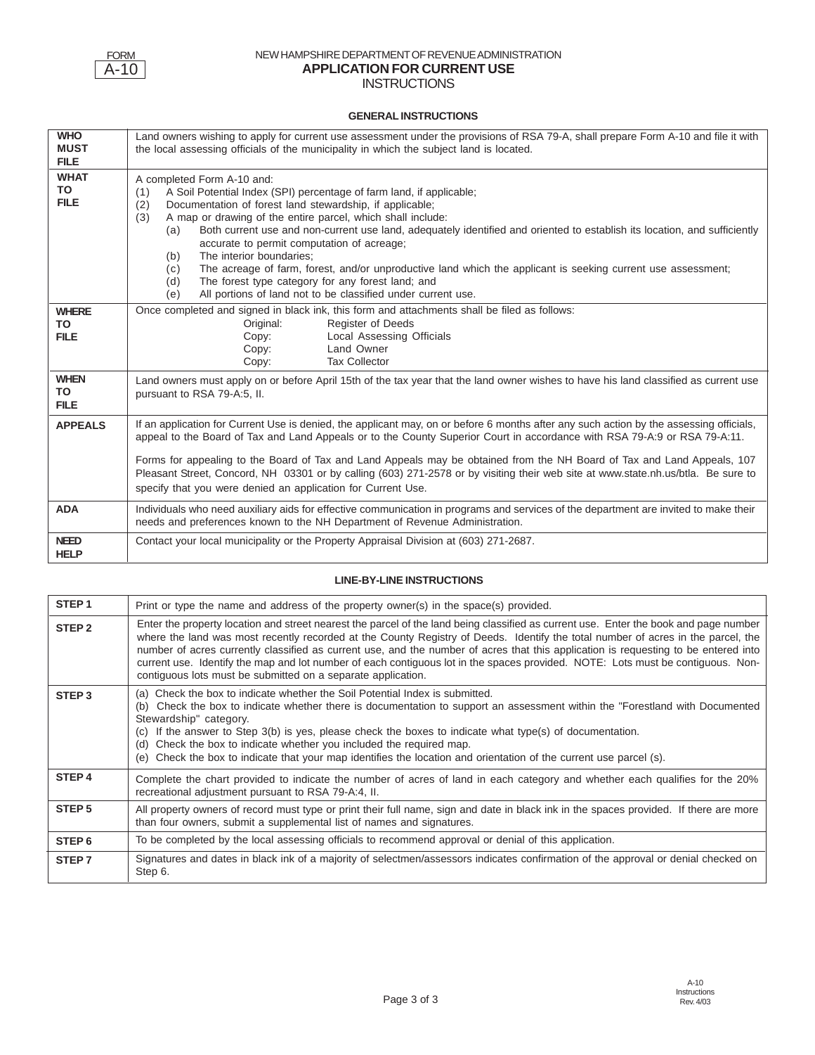FORM A-10

NEW HAMPSHIRE DEPARTMENT OF REVENUE ADMINISTRATION

# APPLICATION FOR CURRENT USE

INSTRUCTIONS

## GENERAL INSTRUCTIONS

| | |
|---|---|
| **WHO MUST FILE** | Land owners wishing to apply for current use assessment under the provisions of RSA 79-A, shall prepare Form A-10 and file it with the local assessing officials of the municipality in which the subject land is located. |
| **WHAT TO FILE** | A completed Form A-10 and:<br>(1) A Soil Potential Index (SPI) percentage of farm land, if applicable;<br>(2) Documentation of forest land stewardship, if applicable;<br>(3) A map or drawing of the entire parcel, which shall include:<br>(a) Both current use and non-current use land, adequately identified and oriented to establish its location, and sufficiently accurate to permit computation of acreage;<br>(b) The interior boundaries;<br>(c) The acreage of farm, forest, and/or unproductive land which the applicant is seeking current use assessment;<br>(d) The forest type category for any forest land; and<br>(e) All portions of land not to be classified under current use. |
| **WHERE TO FILE** | Once completed and signed in black ink, this form and attachments shall be filed as follows:<br>Original: Register of Deeds<br>Copy: Local Assessing Officials<br>Copy: Land Owner<br>Copy: Tax Collector |
| **WHEN TO FILE** | Land owners must apply on or before April 15th of the tax year that the land owner wishes to have his land classified as current use pursuant to RSA 79-A:5, II. |
| **APPEALS** | If an application for Current Use is denied, the applicant may, on or before 6 months after any such action by the assessing officials, appeal to the Board of Tax and Land Appeals or to the County Superior Court in accordance with RSA 79-A:9 or RSA 79-A:11.<br><br>Forms for appealing to the Board of Tax and Land Appeals may be obtained from the NH Board of Tax and Land Appeals, 107 Pleasant Street, Concord, NH 03301 or by calling (603) 271-2578 or by visiting their web site at www.state.nh.us/btla. Be sure to specify that you were denied an application for Current Use. |
| **ADA** | Individuals who need auxiliary aids for effective communication in programs and services of the department are invited to make their needs and preferences known to the NH Department of Revenue Administration. |
| **NEED HELP** | Contact your local municipality or the Property Appraisal Division at (603) 271-2687. |

## LINE-BY-LINE INSTRUCTIONS

| | |
|---|---|
| **STEP 1** | Print or type the name and address of the property owner(s) in the space(s) provided. |
| **STEP 2** | Enter the property location and street nearest the parcel of the land being classified as current use. Enter the book and page number where the land was most recently recorded at the County Registry of Deeds. Identify the total number of acres in the parcel, the number of acres currently classified as current use, and the number of acres that this application is requesting to be entered into current use. Identify the map and lot number of each contiguous lot in the spaces provided. NOTE: Lots must be contiguous. Non-contiguous lots must be submitted on a separate application. |
| **STEP 3** | (a) Check the box to indicate whether the Soil Potential Index is submitted.<br>(b) Check the box to indicate whether there is documentation to support an assessment within the "Forestland with Documented Stewardship" category.<br>(c) If the answer to Step 3(b) is yes, please check the boxes to indicate what type(s) of documentation.<br>(d) Check the box to indicate whether you included the required map.<br>(e) Check the box to indicate that your map identifies the location and orientation of the current use parcel (s). |
| **STEP 4** | Complete the chart provided to indicate the number of acres of land in each category and whether each qualifies for the 20% recreational adjustment pursuant to RSA 79-A:4, II. |
| **STEP 5** | All property owners of record must type or print their full name, sign and date in black ink in the spaces provided. If there are more than four owners, submit a supplemental list of names and signatures. |
| **STEP 6** | To be completed by the local assessing officials to recommend approval or denial of this application. |
| **STEP 7** | Signatures and dates in black ink of a majority of selectmen/assessors indicates confirmation of the approval or denial checked on Step 6. |

A-10 Instructions Rev. 4/03